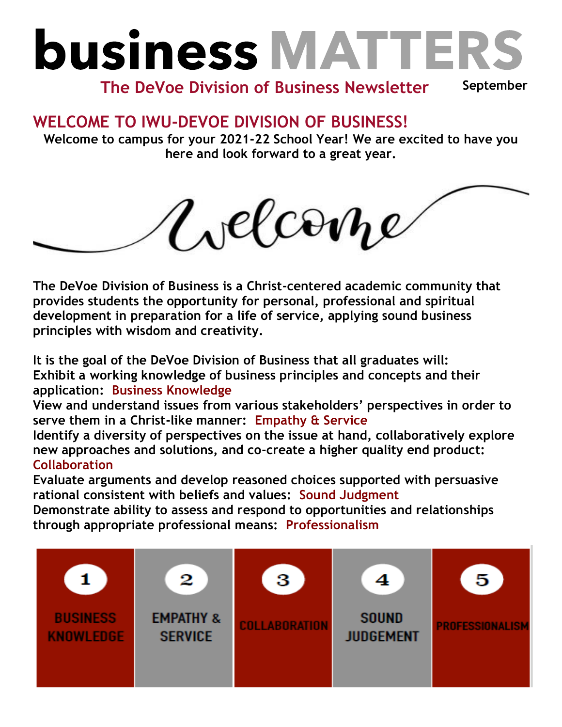# business MATTERS

**The DeVoe Division of Business Newsletter** September

## WELCOME TO IWU-DEVOE DIVISION OF BUSINESS!

**Welcome to campus for your 2021-22 School Year! We are excited to have you here and look forward to a great year.**

Welcome

The DeVoe Division of Business is a Christ-centered academic community that provides students the opportunity for personal, professional and spiritual development in preparation for a life of service, applying sound business principles with wisdom and creativity.

It is the goal of the DeVoe Division of Business that all graduates will:

Exhibit a working knowledge of business principles and concepts and their application: Business Knowledge

View and understand issues from various stakeholders' perspectives in order to serve them in a Christ-like manner: Empathy & Service

Identify a diversity of perspectives on the issue at hand, collaboratively explore new approaches and solutions, and co-create a higher quality end product: Collaboration

Evaluate arguments and develop reasoned choices supported with persuasive rational consistent with beliefs and values: Sound Judgment

Demonstrate ability to assess and respond to opportunities and relationships through appropriate professional means: Professionalism

| 1 | 2 | 3 | 4 | 5 |
|---|---|---|---|---|
| BUSINESS KNOWLEDGE | EMPATHY & SERVICE | COLLABORATION | SOUND JUDGEMENT | PROFESSIONALISM |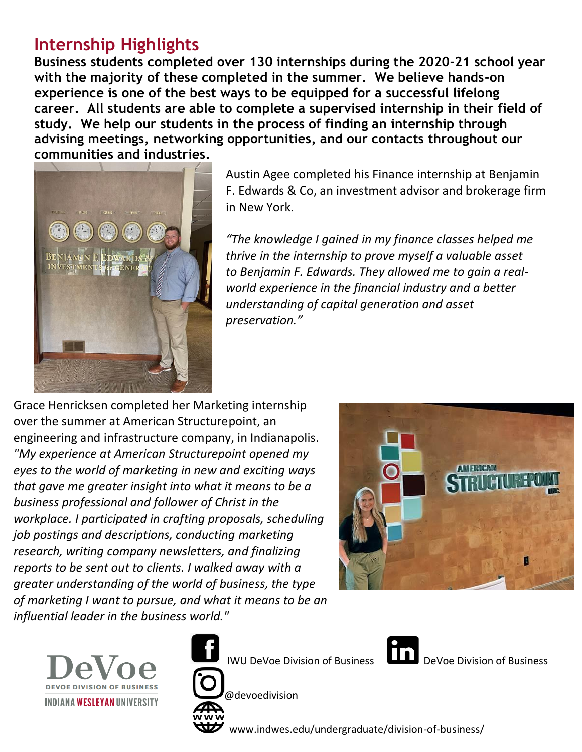## Internship Highlights

**Business students completed over 130 internships during the 2020-21 school year with the majority of these completed in the summer. We believe hands-on experience is one of the best ways to be equipped for a successful lifelong career. All students are able to complete a supervised internship in their field of study. We help our students in the process of finding an internship through advising meetings, networking opportunities, and our contacts throughout our communities and industries.**

Austin Agee completed his Finance internship at Benjamin F. Edwards & Co, an investment advisor and brokerage firm in New York.

*"The knowledge I gained in my finance classes helped me thrive in the internship to prove myself a valuable asset to Benjamin F. Edwards. They allowed me to gain a real-world experience in the financial industry and a better understanding of capital generation and asset preservation."*

Grace Henricksen completed her Marketing internship over the summer at American Structurepoint, an engineering and infrastructure company, in Indianapolis. *"My experience at American Structurepoint opened my eyes to the world of marketing in new and exciting ways that gave me greater insight into what it means to be a business professional and follower of Christ in the workplace. I participated in crafting proposals, scheduling job postings and descriptions, conducting marketing research, writing company newsletters, and finalizing reports to be sent out to clients. I walked away with a greater understanding of the world of business, the type of marketing I want to pursue, and what it means to be an influential leader in the business world."*

DeVoe
DEVOE DIVISION OF BUSINESS
INDIANA WESLEYAN UNIVERSITY

IWU DeVoe Division of Business

DeVoe Division of Business

@devoedivision

www.indwes.edu/undergraduate/division-of-business/